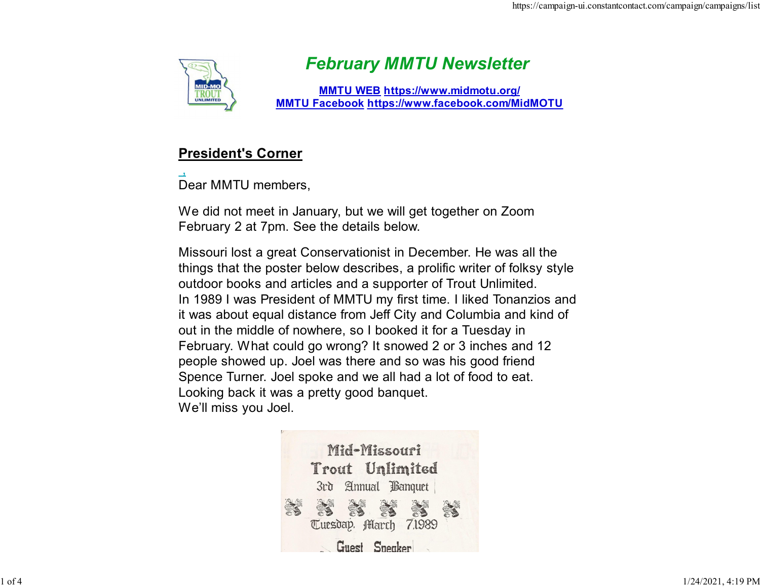# February MMTU Newsletter

**[MMTU WEB](https://www.midmotu.org/) [https://www.midmotu.org/](https://www.midmotu.org/)**
**[MMTU Facebook](https://www.facebook.com/MidMOTU) [https://www.facebook.com/MidMOTU](https://www.facebook.com/MidMOTU)**

## President's Corner

Dear MMTU members,

We did not meet in January, but we will get together on Zoom February 2 at 7pm. See the details below.

Missouri lost a great Conservationist in December. He was all the things that the poster below describes, a prolific writer of folksy style outdoor books and articles and a supporter of Trout Unlimited.
In 1989 I was President of MMTU my first time. I liked Tonanzios and it was about equal distance from Jeff City and Columbia and kind of out in the middle of nowhere, so I booked it for a Tuesday in February. What could go wrong? It snowed 2 or 3 inches and 12 people showed up. Joel was there and so was his good friend Spence Turner. Joel spoke and we all had a lot of food to eat. Looking back it was a pretty good banquet.
We'll miss you Joel.

Mid-Missouri
Trout Unlimited
3rd Annual Banquet
Tuesday, March 7 1989
Guest Speaker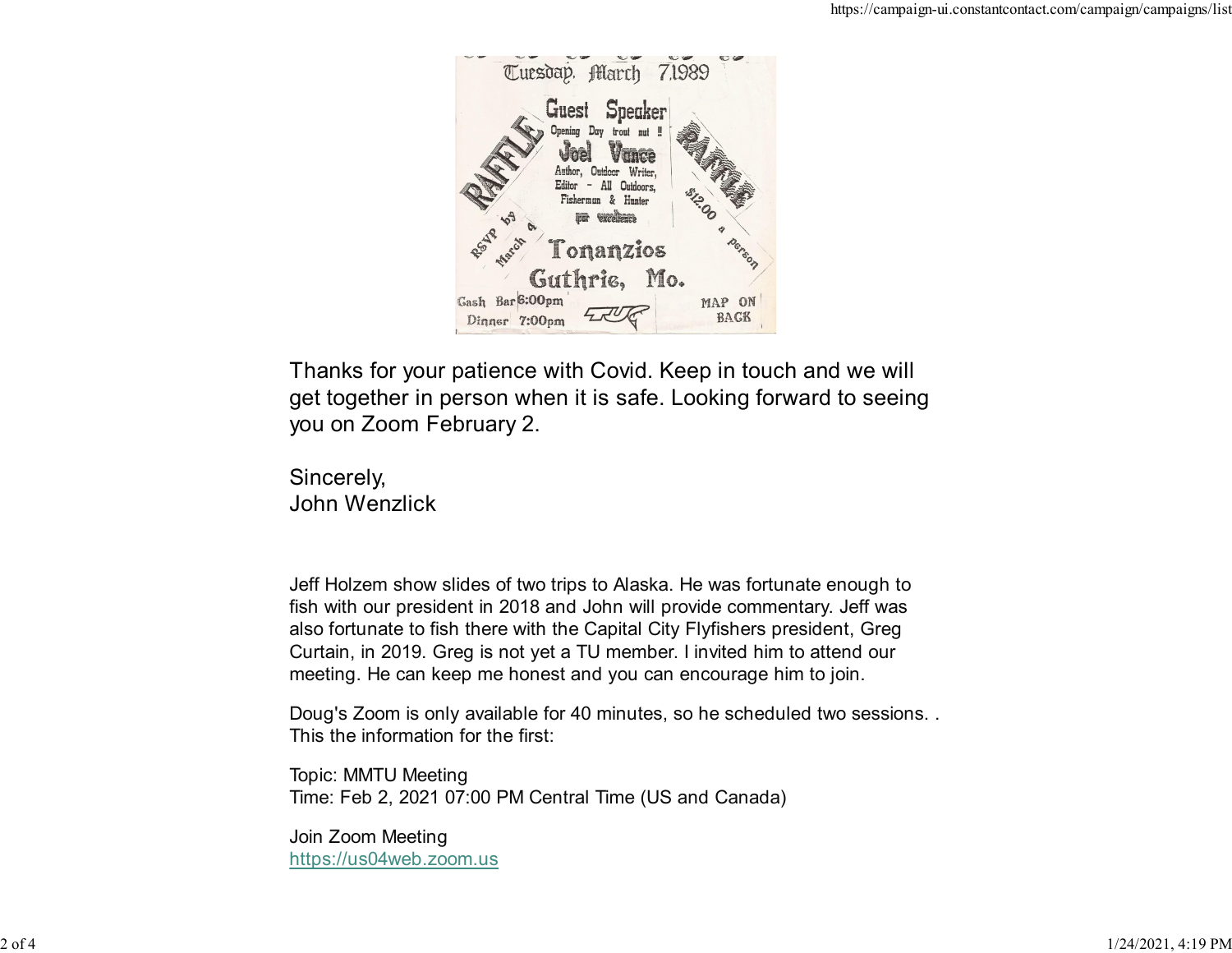Tuesday, March 7, 1989

Guest Speaker

Opening Day trout nut !!

Joel Vance

Author, Outdoor Writer, Editor - All Outdoors, Fisherman & Hunter par excellence

RAFFLE

RSVP by March 4

RAFFLE

$12.00 a person

Tonanzios

Guthrie, Mo.

Cash Bar 6:00pm

Dinner 7:00pm

TU

MAP ON BACK

Thanks for your patience with Covid. Keep in touch and we will get together in person when it is safe. Looking forward to seeing you on Zoom February 2.

Sincerely,
John Wenzlick

Jeff Holzem show slides of two trips to Alaska. He was fortunate enough to fish with our president in 2018 and John will provide commentary. Jeff was also fortunate to fish there with the Capital City Flyfishers president, Greg Curtain, in 2019. Greg is not yet a TU member. I invited him to attend our meeting. He can keep me honest and you can encourage him to join.

Doug's Zoom is only available for 40 minutes, so he scheduled two sessions. . This the information for the first:

Topic: MMTU Meeting
Time: Feb 2, 2021 07:00 PM Central Time (US and Canada)

Join Zoom Meeting
https://us04web.zoom.us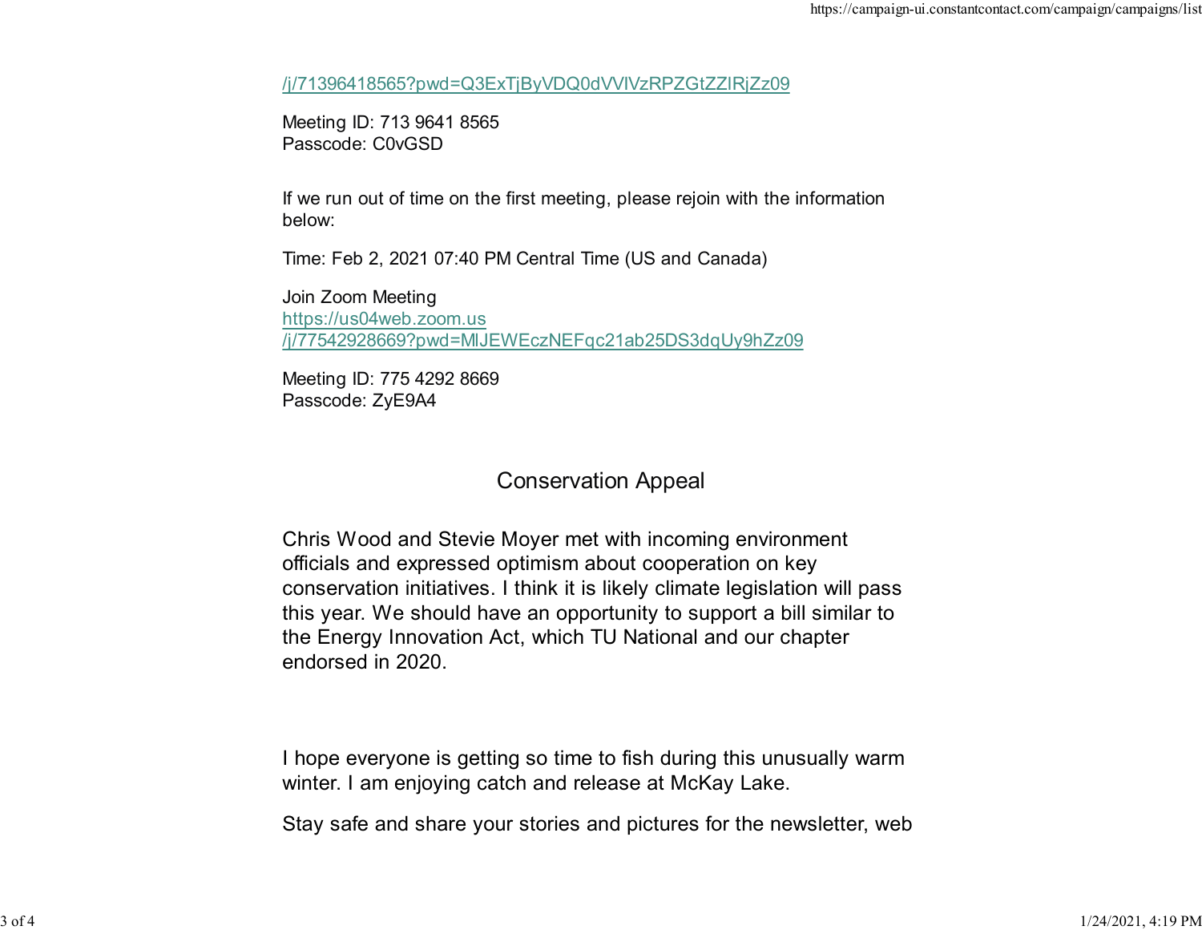[/j/71396418565?pwd=Q3ExTjByVDQ0dVVlVzRPZGtZZlRjZz09](/j/71396418565?pwd=Q3ExTjByVDQ0dVVlVzRPZGtZZlRjZz09)

Meeting ID: 713 9641 8565
Passcode: C0vGSD

If we run out of time on the first meeting, please rejoin with the information below:

Time: Feb 2, 2021 07:40 PM Central Time (US and Canada)

Join Zoom Meeting
[https://us04web.zoom.us/j/77542928669?pwd=MlJEWEczNEFqc21ab25DS3dqUy9hZz09](https://us04web.zoom.us/j/77542928669?pwd=MlJEWEczNEFqc21ab25DS3dqUy9hZz09)

Meeting ID: 775 4292 8669
Passcode: ZyE9A4

## Conservation Appeal

Chris Wood and Stevie Moyer met with incoming environment officials and expressed optimism about cooperation on key conservation initiatives. I think it is likely climate legislation will pass this year. We should have an opportunity to support a bill similar to the Energy Innovation Act, which TU National and our chapter endorsed in 2020.

I hope everyone is getting so time to fish during this unusually warm winter. I am enjoying catch and release at McKay Lake.

Stay safe and share your stories and pictures for the newsletter, web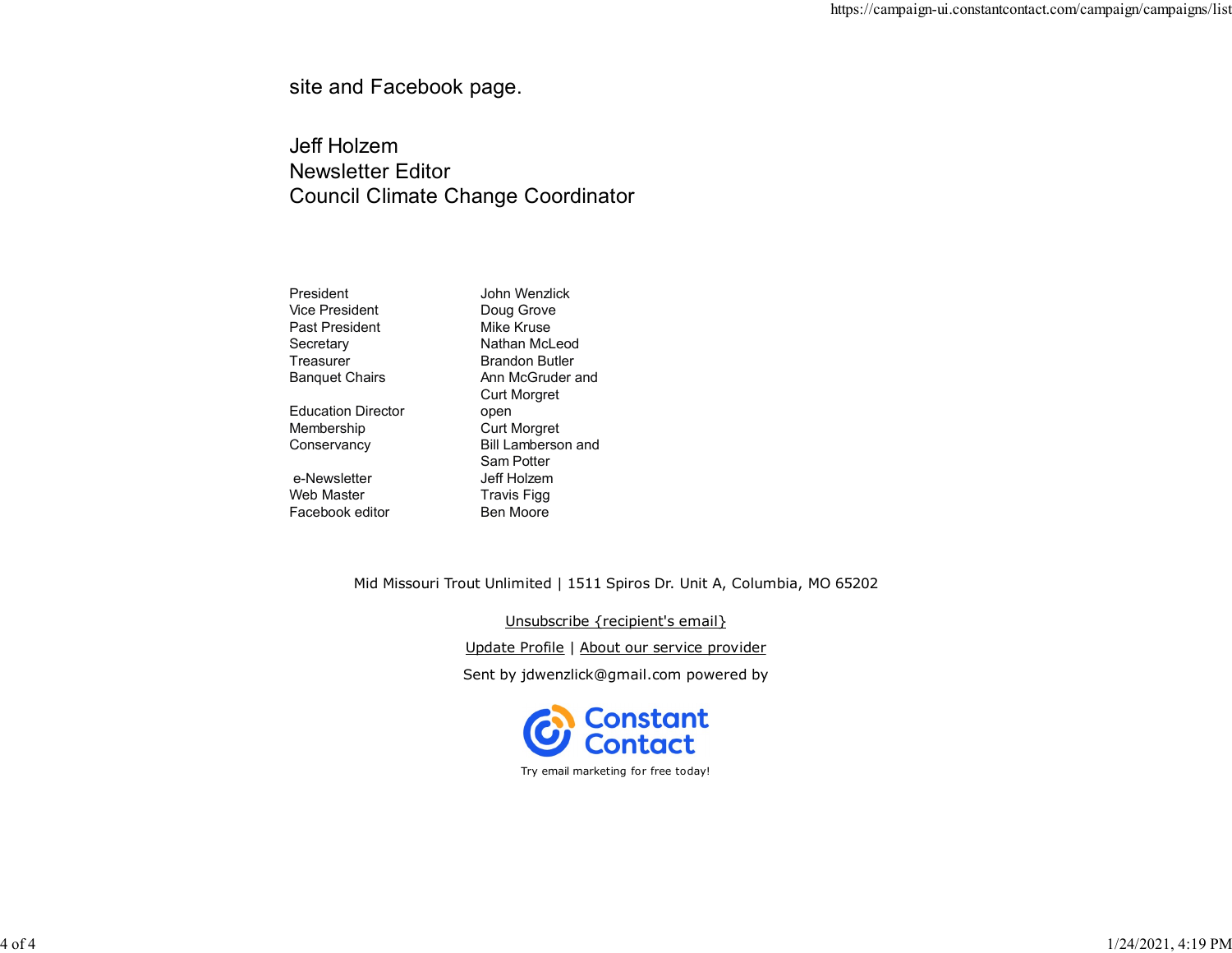site and Facebook page.

Jeff Holzem
Newsletter Editor
Council Climate Change Coordinator

| | |
|---|---|
| President | John Wenzlick |
| Vice President | Doug Grove |
| Past President | Mike Kruse |
| Secretary | Nathan McLeod |
| Treasurer | Brandon Butler |
| Banquet Chairs | Ann McGruder and Curt Morgret |
| Education Director | open |
| Membership | Curt Morgret |
| Conservancy | Bill Lamberson and Sam Potter |
| e-Newsletter | Jeff Holzem |
| Web Master | Travis Figg |
| Facebook editor | Ben Moore |

Mid Missouri Trout Unlimited | 1511 Spiros Dr. Unit A, Columbia, MO 65202

Unsubscribe {recipient's email}

Update Profile | About our service provider

Sent by jdwenzlick@gmail.com powered by

Constant Contact

Try email marketing for free today!